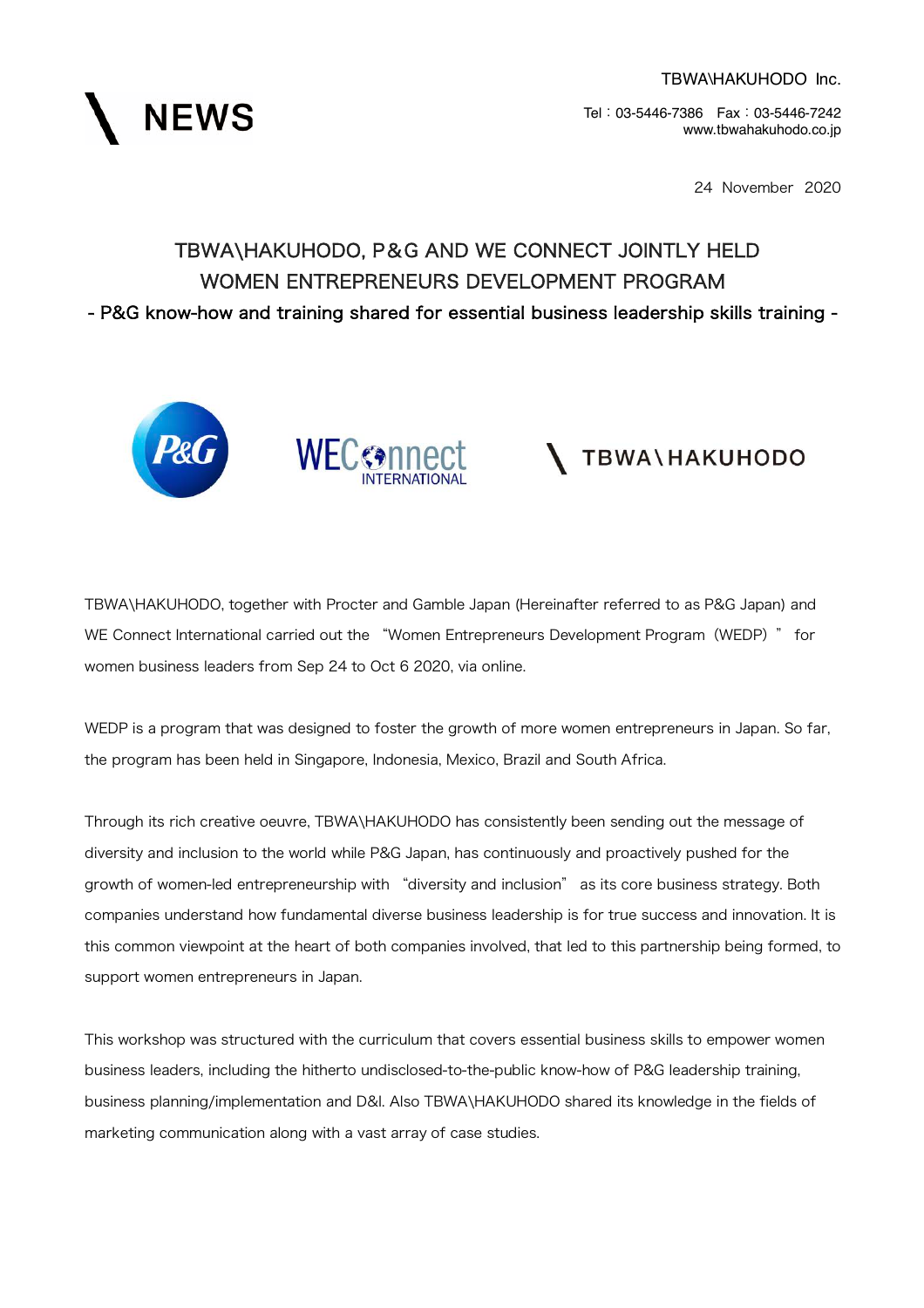\ NEWS

TBWA\HAKUHODO Inc.

Tel：03-5446-7386　Fax：03-5446-7242
www.tbwahakuhodo.co.jp

24 November 2020

# TBWA\HAKUHODO, P&G AND WE CONNECT JOINTLY HELD WOMEN ENTREPRENEURS DEVELOPMENT PROGRAM

## - P&G know-how and training shared for essential business leadership skills training -

TBWA\HAKUHODO, together with Procter and Gamble Japan (Hereinafter referred to as P&G Japan) and WE Connect International carried out the "Women Entrepreneurs Development Program (WEDP)" for women business leaders from Sep 24 to Oct 6 2020, via online.

WEDP is a program that was designed to foster the growth of more women entrepreneurs in Japan. So far, the program has been held in Singapore, Indonesia, Mexico, Brazil and South Africa.

Through its rich creative oeuvre, TBWA\HAKUHODO has consistently been sending out the message of diversity and inclusion to the world while P&G Japan, has continuously and proactively pushed for the growth of women-led entrepreneurship with "diversity and inclusion" as its core business strategy. Both companies understand how fundamental diverse business leadership is for true success and innovation. It is this common viewpoint at the heart of both companies involved, that led to this partnership being formed, to support women entrepreneurs in Japan.

This workshop was structured with the curriculum that covers essential business skills to empower women business leaders, including the hitherto undisclosed-to-the-public know-how of P&G leadership training, business planning/implementation and D&I. Also TBWA\HAKUHODO shared its knowledge in the fields of marketing communication along with a vast array of case studies.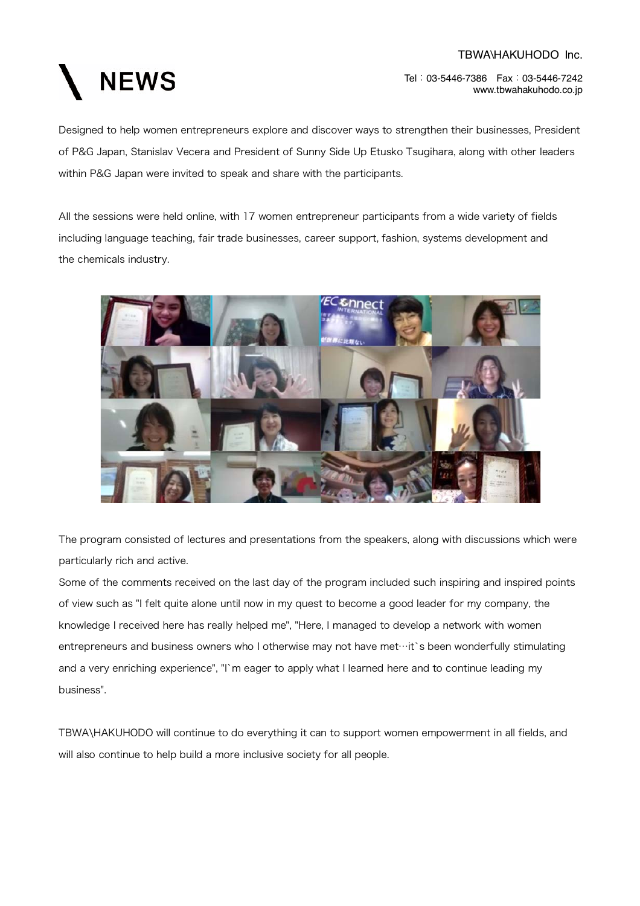Designed to help women entrepreneurs explore and discover ways to strengthen their businesses, President of P&G Japan, Stanislav Vecera and President of Sunny Side Up Etusko Tsugihara, along with other leaders within P&G Japan were invited to speak and share with the participants.

All the sessions were held online, with 17 women entrepreneur participants from a wide variety of fields including language teaching, fair trade businesses, career support, fashion, systems development and the chemicals industry.

The program consisted of lectures and presentations from the speakers, along with discussions which were particularly rich and active.

Some of the comments received on the last day of the program included such inspiring and inspired points of view such as "I felt quite alone until now in my quest to become a good leader for my company, the knowledge I received here has really helped me", "Here, I managed to develop a network with women entrepreneurs and business owners who I otherwise may not have met…it`s been wonderfully stimulating and a very enriching experience", "I`m eager to apply what I learned here and to continue leading my business".

TBWA\HAKUHODO will continue to do everything it can to support women empowerment in all fields, and will also continue to help build a more inclusive society for all people.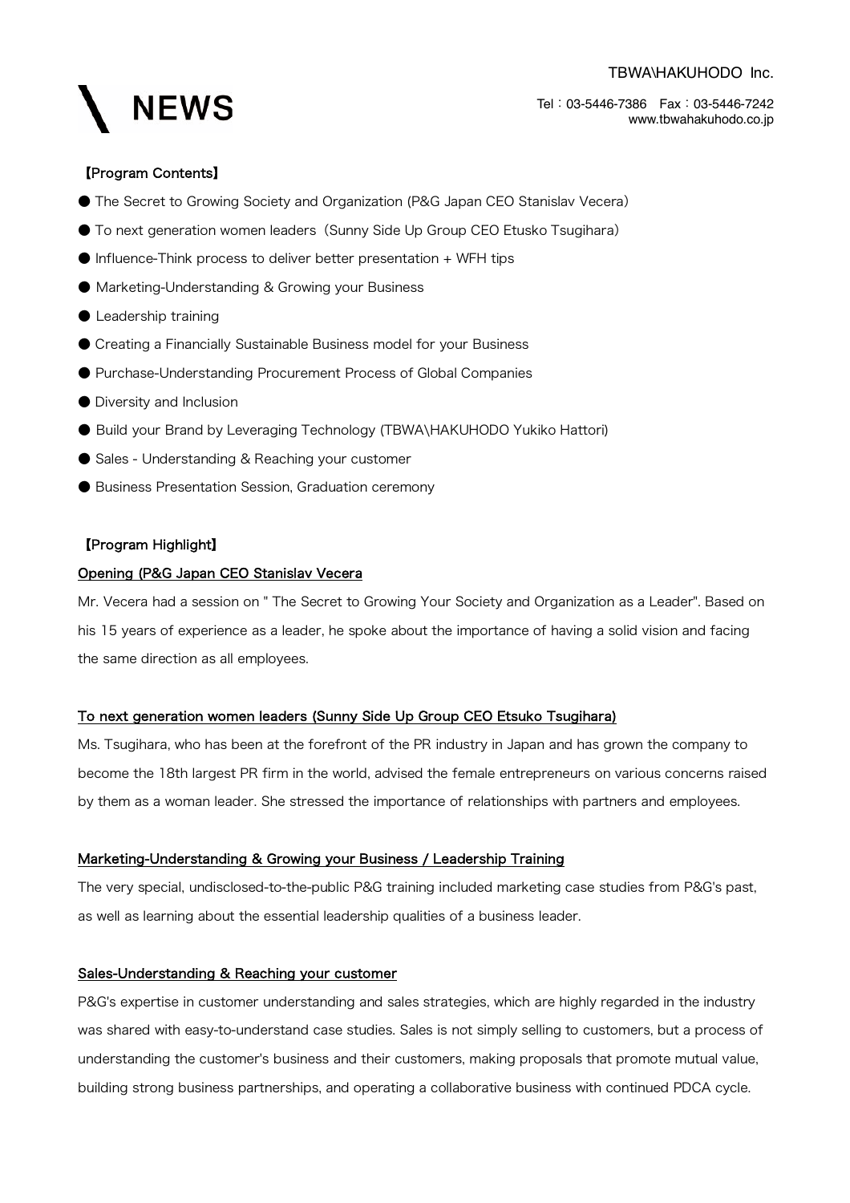【Program Contents】

- The Secret to Growing Society and Organization (P&G Japan CEO Stanislav Vecera)
- To next generation women leaders（Sunny Side Up Group CEO Etusko Tsugihara）
- Influence-Think process to deliver better presentation + WFH tips
- Marketing-Understanding & Growing your Business
- Leadership training
- Creating a Financially Sustainable Business model for your Business
- Purchase-Understanding Procurement Process of Global Companies
- Diversity and Inclusion
- Build your Brand by Leveraging Technology (TBWA\HAKUHODO Yukiko Hattori)
- Sales - Understanding & Reaching your customer
- Business Presentation Session, Graduation ceremony

【Program Highlight】

**Opening (P&G Japan CEO Stanislav Vecera**

Mr. Vecera had a session on " The Secret to Growing Your Society and Organization as a Leader". Based on his 15 years of experience as a leader, he spoke about the importance of having a solid vision and facing the same direction as all employees.

**To next generation women leaders (Sunny Side Up Group CEO Etsuko Tsugihara)**

Ms. Tsugihara, who has been at the forefront of the PR industry in Japan and has grown the company to become the 18th largest PR firm in the world, advised the female entrepreneurs on various concerns raised by them as a woman leader. She stressed the importance of relationships with partners and employees.

**Marketing-Understanding & Growing your Business / Leadership Training**

The very special, undisclosed-to-the-public P&G training included marketing case studies from P&G's past, as well as learning about the essential leadership qualities of a business leader.

**Sales-Understanding & Reaching your customer**

P&G's expertise in customer understanding and sales strategies, which are highly regarded in the industry was shared with easy-to-understand case studies. Sales is not simply selling to customers, but a process of understanding the customer's business and their customers, making proposals that promote mutual value, building strong business partnerships, and operating a collaborative business with continued PDCA cycle.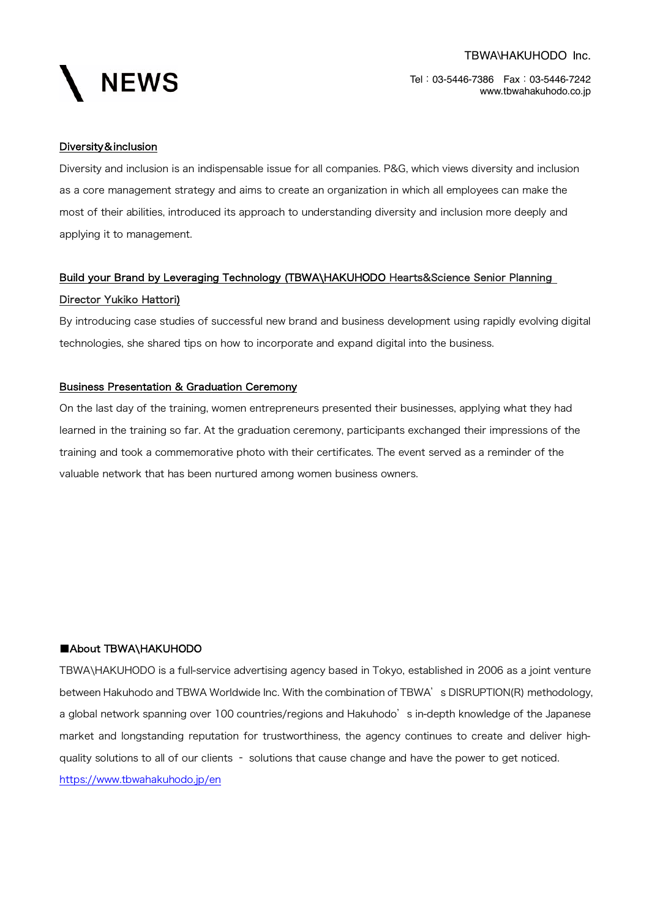**Diversity&inclusion**

Diversity and inclusion is an indispensable issue for all companies. P&G, which views diversity and inclusion as a core management strategy and aims to create an organization in which all employees can make the most of their abilities, introduced its approach to understanding diversity and inclusion more deeply and applying it to management.

**Build your Brand by Leveraging Technology (TBWA\HAKUHODO Hearts&Science Senior Planning Director Yukiko Hattori)**

By introducing case studies of successful new brand and business development using rapidly evolving digital technologies, she shared tips on how to incorporate and expand digital into the business.

**Business Presentation & Graduation Ceremony**

On the last day of the training, women entrepreneurs presented their businesses, applying what they had learned in the training so far. At the graduation ceremony, participants exchanged their impressions of the training and took a commemorative photo with their certificates. The event served as a reminder of the valuable network that has been nurtured among women business owners.

**■About TBWA\HAKUHODO**

TBWA\HAKUHODO is a full-service advertising agency based in Tokyo, established in 2006 as a joint venture between Hakuhodo and TBWA Worldwide Inc. With the combination of TBWA's DISRUPTION(R) methodology, a global network spanning over 100 countries/regions and Hakuhodo's in-depth knowledge of the Japanese market and longstanding reputation for trustworthiness, the agency continues to create and deliver high-quality solutions to all of our clients - solutions that cause change and have the power to get noticed.

https://www.tbwahakuhodo.jp/en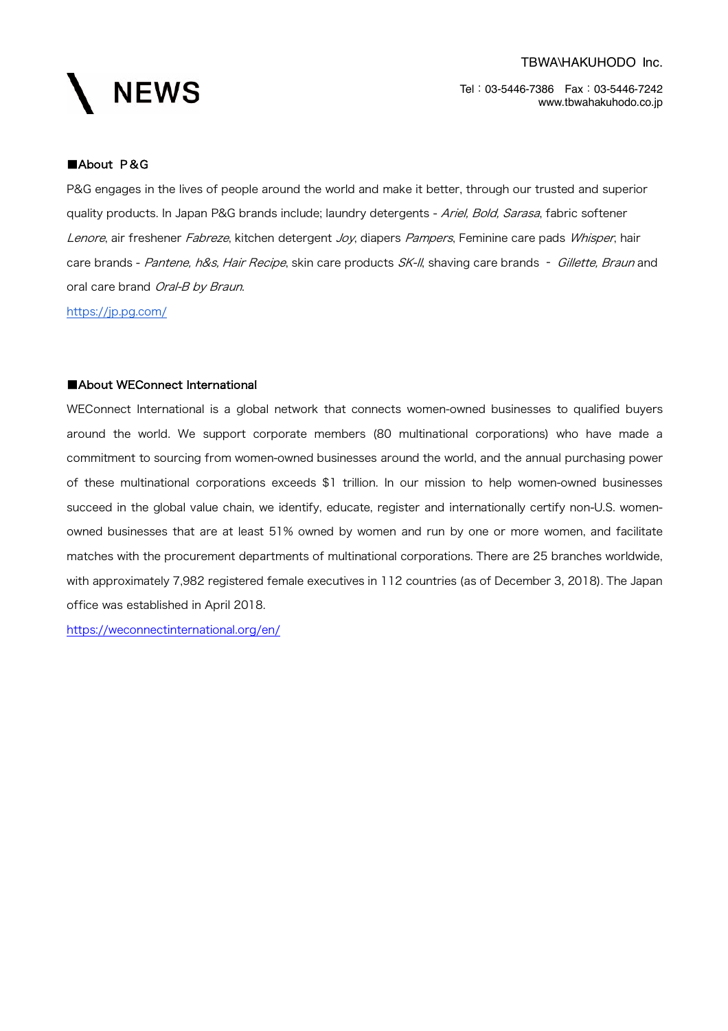■About P&G

P&G engages in the lives of people around the world and make it better, through our trusted and superior quality products. In Japan P&G brands include; laundry detergents - *Ariel, Bold, Sarasa*, fabric softener *Lenore*, air freshener *Fabreze*, kitchen detergent *Joy*, diapers *Pampers*, Feminine care pads *Whisper*, hair care brands - *Pantene, h&s, Hair Recipe*, skin care products *SK-II*, shaving care brands - *Gillette, Braun* and oral care brand *Oral-B by Braun*.

https://jp.pg.com/

■About WEConnect International

WEConnect International is a global network that connects women-owned businesses to qualified buyers around the world. We support corporate members (80 multinational corporations) who have made a commitment to sourcing from women-owned businesses around the world, and the annual purchasing power of these multinational corporations exceeds $1 trillion. In our mission to help women-owned businesses succeed in the global value chain, we identify, educate, register and internationally certify non-U.S. women-owned businesses that are at least 51% owned by women and run by one or more women, and facilitate matches with the procurement departments of multinational corporations. There are 25 branches worldwide, with approximately 7,982 registered female executives in 112 countries (as of December 3, 2018). The Japan office was established in April 2018.

https://weconnectinternational.org/en/